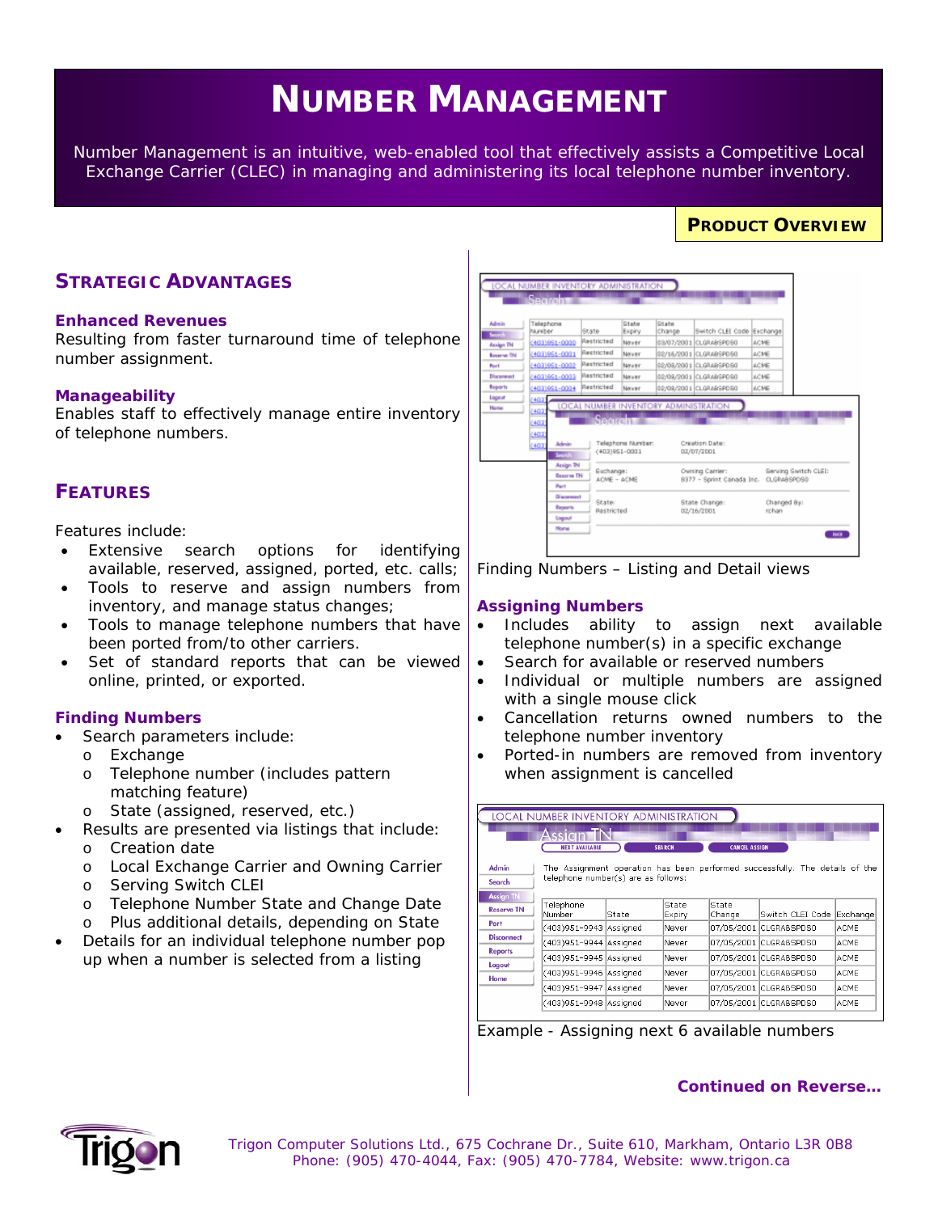# NUMBER MANAGEMENT

Number Management is an intuitive, web-enabled tool that effectively assists a Competitive Local Exchange Carrier (CLEC) in managing and administering its local telephone number inventory.

**PRODUCT OVERVIEW**

## STRATEGIC ADVANTAGES

### Enhanced Revenues

Resulting from faster turnaround time of telephone number assignment.

### Manageability

Enables staff to effectively manage entire inventory of telephone numbers.

## FEATURES

Features include:

- Extensive search options for identifying available, reserved, assigned, ported, etc. calls;
- Tools to reserve and assign numbers from inventory, and manage status changes;
- Tools to manage telephone numbers that have been ported from/to other carriers.
- Set of standard reports that can be viewed online, printed, or exported.

### Finding Numbers

- Search parameters include:
  - o Exchange
  - o Telephone number (includes pattern matching feature)
  - o State (assigned, reserved, etc.)
- Results are presented via listings that include:
  - o Creation date
  - o Local Exchange Carrier and Owning Carrier
  - o Serving Switch CLEI
  - o Telephone Number State and Change Date
  - o Plus additional details, depending on State
- Details for an individual telephone number pop up when a number is selected from a listing

Finding Numbers – Listing and Detail views

### Assigning Numbers

- Includes ability to assign next available telephone number(s) in a specific exchange
- Search for available or reserved numbers
- Individual or multiple numbers are assigned with a single mouse click
- Cancellation returns owned numbers to the telephone number inventory
- Ported-in numbers are removed from inventory when assignment is cancelled

Example - Assigning next 6 available numbers

**Continued on Reverse…**

Trigon Computer Solutions Ltd., 675 Cochrane Dr., Suite 610, Markham, Ontario L3R 0B8
Phone: (905) 470-4044, Fax: (905) 470-7784, Website: www.trigon.ca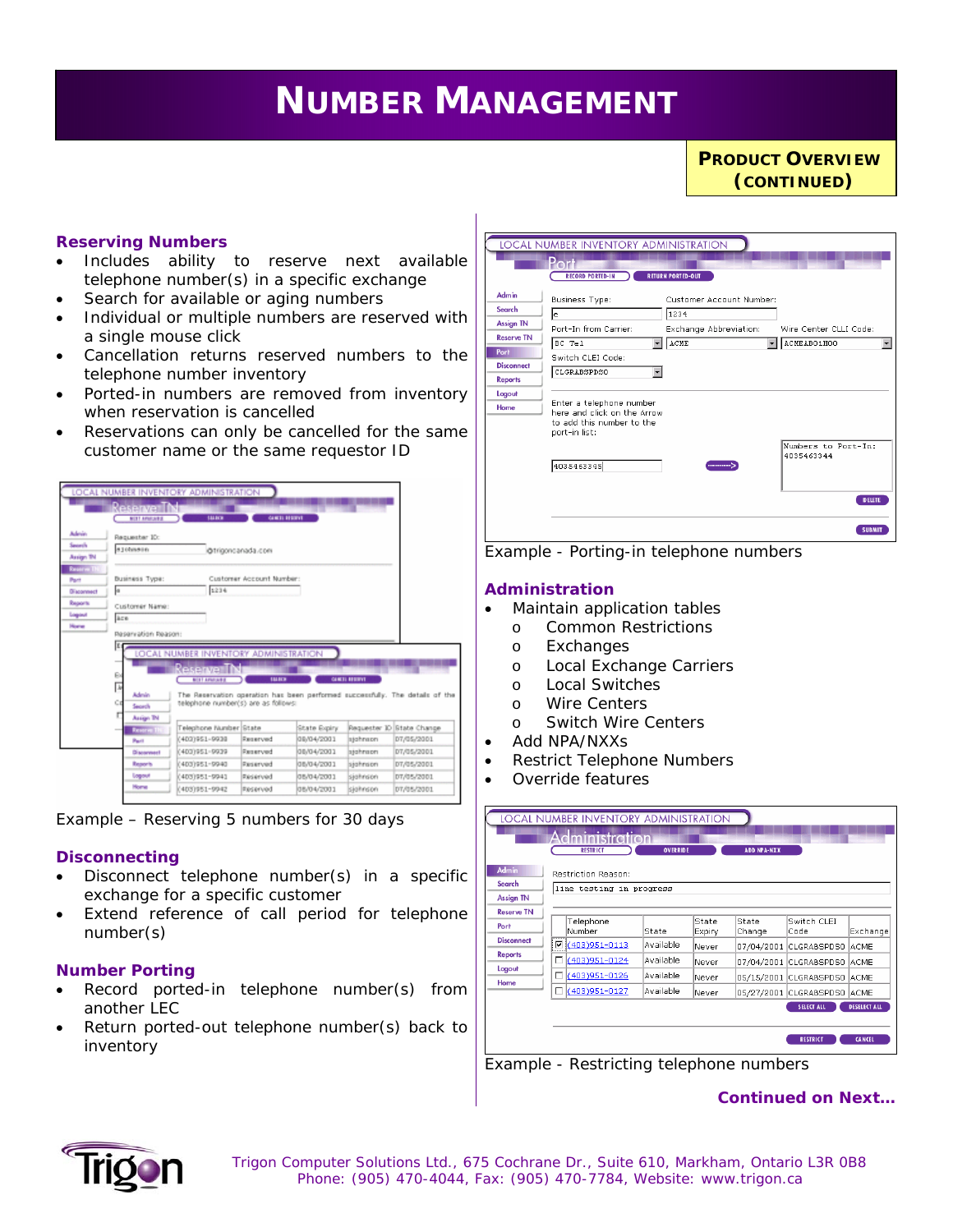# NUMBER MANAGEMENT

**PRODUCT OVERVIEW (CONTINUED)**

### Reserving Numbers

- Includes ability to reserve next available telephone number(s) in a specific exchange
- Search for available or aging numbers
- Individual or multiple numbers are reserved with a single mouse click
- Cancellation returns reserved numbers to the telephone number inventory
- Ported-in numbers are removed from inventory when reservation is cancelled
- Reservations can only be cancelled for the same customer name or the same requestor ID

Example – Reserving 5 numbers for 30 days

### Disconnecting

- Disconnect telephone number(s) in a specific exchange for a specific customer
- Extend reference of call period for telephone number(s)

### Number Porting

- Record ported-in telephone number(s) from another LEC
- Return ported-out telephone number(s) back to inventory

Example - Porting-in telephone numbers

### Administration

- Maintain application tables
  - Common Restrictions
  - Exchanges
  - Local Exchange Carriers
  - Local Switches
  - Wire Centers
  - Switch Wire Centers
- Add NPA/NXXs
- Restrict Telephone Numbers
- Override features

Example - Restricting telephone numbers

**Continued on Next…**

Trigon Computer Solutions Ltd., 675 Cochrane Dr., Suite 610, Markham, Ontario L3R 0B8
Phone: (905) 470-4044, Fax: (905) 470-7784, Website: www.trigon.ca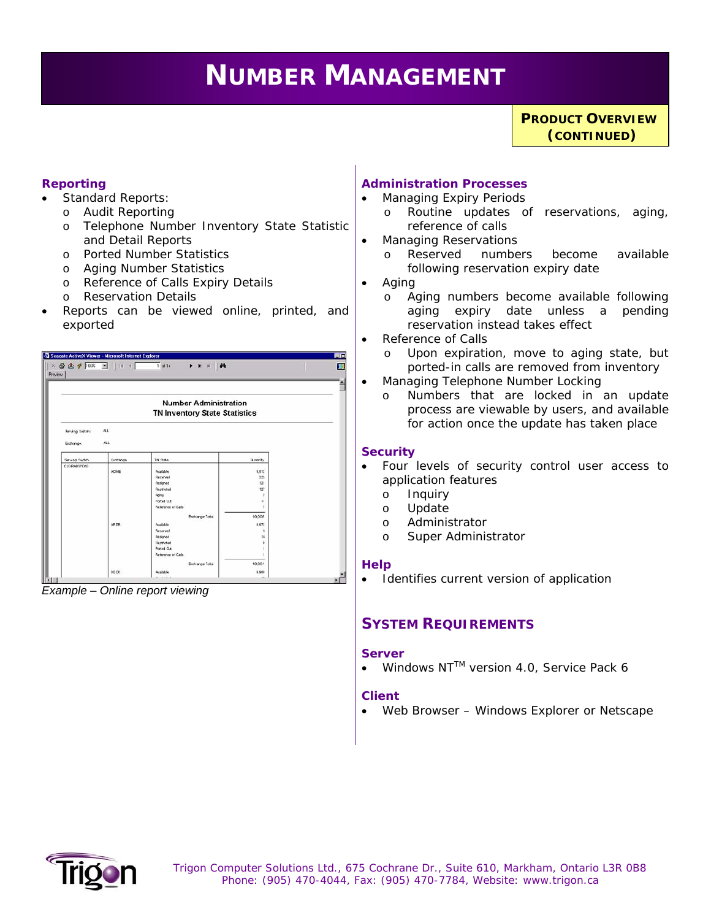# NUMBER MANAGEMENT

**PRODUCT OVERVIEW (CONTINUED)**

### Reporting

- Standard Reports:
  - Audit Reporting
  - Telephone Number Inventory State Statistic and Detail Reports
  - Ported Number Statistics
  - Aging Number Statistics
  - Reference of Calls Expiry Details
  - Reservation Details
- Reports can be viewed online, printed, and exported

*Example – Online report viewing*

### Administration Processes

- Managing Expiry Periods
  - Routine updates of reservations, aging, reference of calls
- Managing Reservations
  - Reserved numbers become available following reservation expiry date
- Aging
  - Aging numbers become available following aging expiry date unless a pending reservation instead takes effect
- Reference of Calls
  - Upon expiration, move to aging state, but ported-in calls are removed from inventory
- Managing Telephone Number Locking
  - Numbers that are locked in an update process are viewable by users, and available for action once the update has taken place

### Security

- Four levels of security control user access to application features
  - Inquiry
  - Update
  - Administrator
  - Super Administrator

### Help

- Identifies current version of application

## SYSTEM REQUIREMENTS

### Server

- Windows NT™ version 4.0, Service Pack 6

### Client

- Web Browser – Windows Explorer or Netscape

Trigon Computer Solutions Ltd., 675 Cochrane Dr., Suite 610, Markham, Ontario L3R 0B8
Phone: (905) 470-4044, Fax: (905) 470-7784, Website: www.trigon.ca